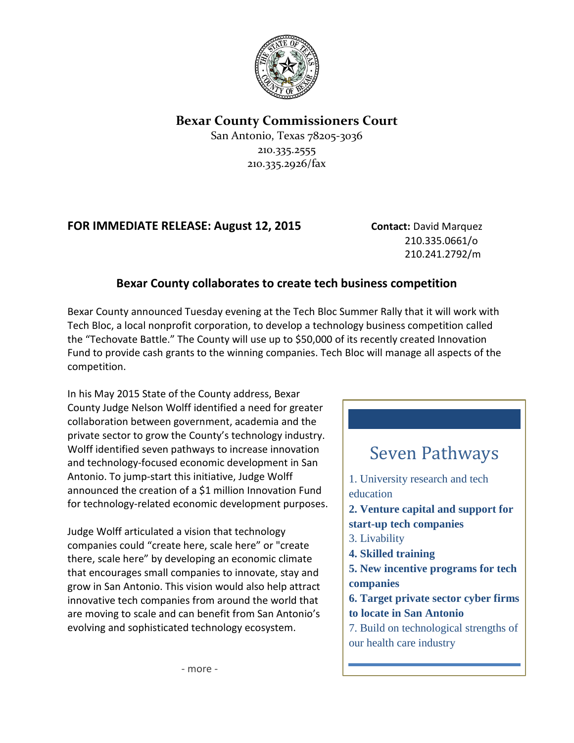# Bexar County Commissioners Court

San Antonio, Texas 78205-3036
210.335.2555
210.335.2926/fax

**FOR IMMEDIATE RELEASE: August 12, 2015**

**Contact:** David Marquez
210.335.0661/o
210.241.2792/m

## Bexar County collaborates to create tech business competition

Bexar County announced Tuesday evening at the Tech Bloc Summer Rally that it will work with Tech Bloc, a local nonprofit corporation, to develop a technology business competition called the "Techovate Battle." The County will use up to $50,000 of its recently created Innovation Fund to provide cash grants to the winning companies. Tech Bloc will manage all aspects of the competition.

In his May 2015 State of the County address, Bexar County Judge Nelson Wolff identified a need for greater collaboration between government, academia and the private sector to grow the County's technology industry. Wolff identified seven pathways to increase innovation and technology-focused economic development in San Antonio. To jump-start this initiative, Judge Wolff announced the creation of a $1 million Innovation Fund for technology-related economic development purposes.

Judge Wolff articulated a vision that technology companies could "create here, scale here" or "create there, scale here" by developing an economic climate that encourages small companies to innovate, stay and grow in San Antonio. This vision would also help attract innovative tech companies from around the world that are moving to scale and can benefit from San Antonio's evolving and sophisticated technology ecosystem.

### Seven Pathways

1. University research and tech education
2. **Venture capital and support for start-up tech companies**
3. Livability
4. **Skilled training**
5. **New incentive programs for tech companies**
6. **Target private sector cyber firms to locate in San Antonio**
7. Build on technological strengths of our health care industry

- more -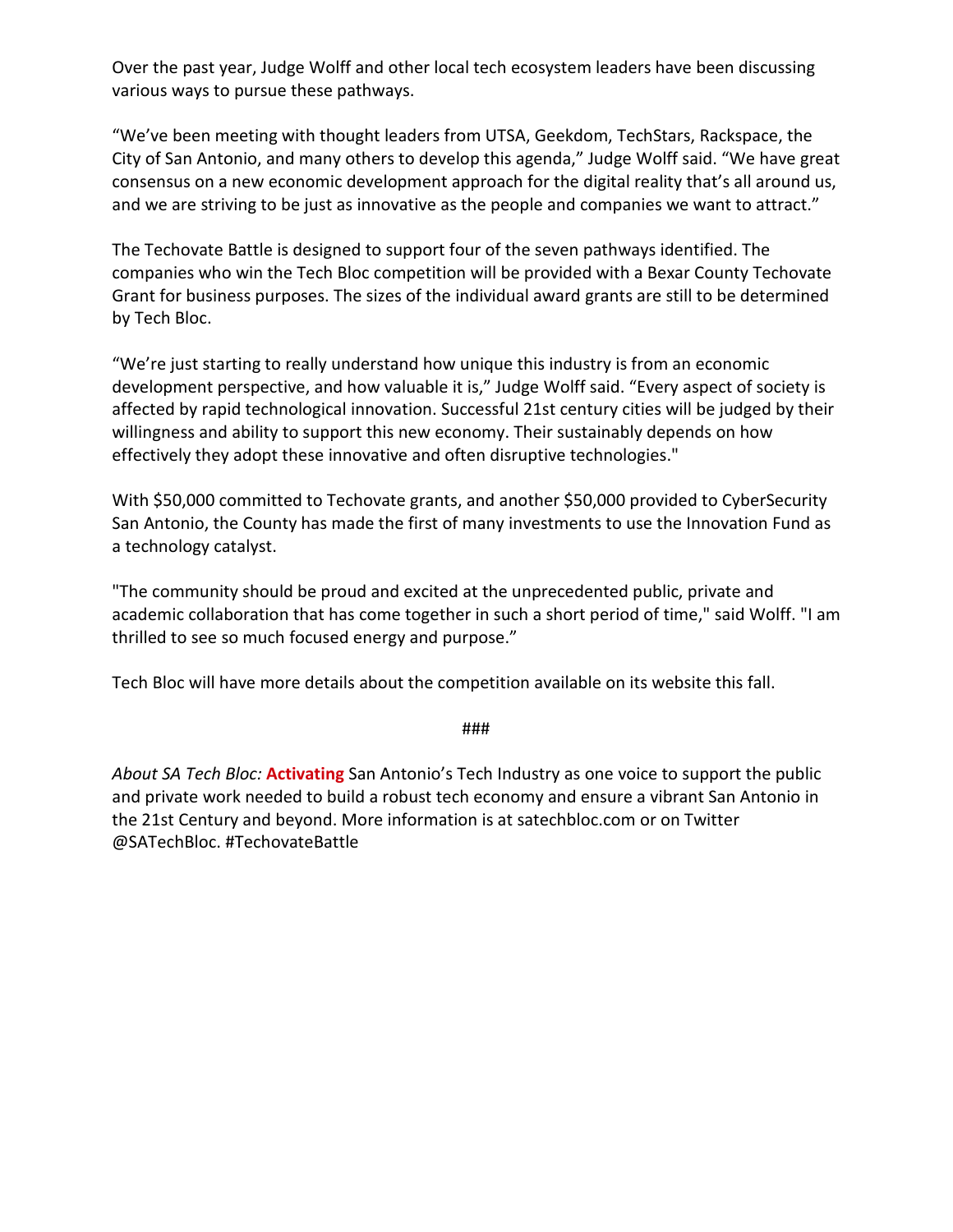Over the past year, Judge Wolff and other local tech ecosystem leaders have been discussing various ways to pursue these pathways.

“We’ve been meeting with thought leaders from UTSA, Geekdom, TechStars, Rackspace, the City of San Antonio, and many others to develop this agenda,” Judge Wolff said. “We have great consensus on a new economic development approach for the digital reality that’s all around us, and we are striving to be just as innovative as the people and companies we want to attract.”

The Techovate Battle is designed to support four of the seven pathways identified. The companies who win the Tech Bloc competition will be provided with a Bexar County Techovate Grant for business purposes. The sizes of the individual award grants are still to be determined by Tech Bloc.

“We’re just starting to really understand how unique this industry is from an economic development perspective, and how valuable it is,” Judge Wolff said. “Every aspect of society is affected by rapid technological innovation. Successful 21st century cities will be judged by their willingness and ability to support this new economy. Their sustainably depends on how effectively they adopt these innovative and often disruptive technologies."

With $50,000 committed to Techovate grants, and another $50,000 provided to CyberSecurity San Antonio, the County has made the first of many investments to use the Innovation Fund as a technology catalyst.

"The community should be proud and excited at the unprecedented public, private and academic collaboration that has come together in such a short period of time," said Wolff. "I am thrilled to see so much focused energy and purpose.”

Tech Bloc will have more details about the competition available on its website this fall.

###

*About SA Tech Bloc:* **Activating** San Antonio’s Tech Industry as one voice to support the public and private work needed to build a robust tech economy and ensure a vibrant San Antonio in the 21st Century and beyond. More information is at satechbloc.com or on Twitter @SATechBloc. #TechovateBattle